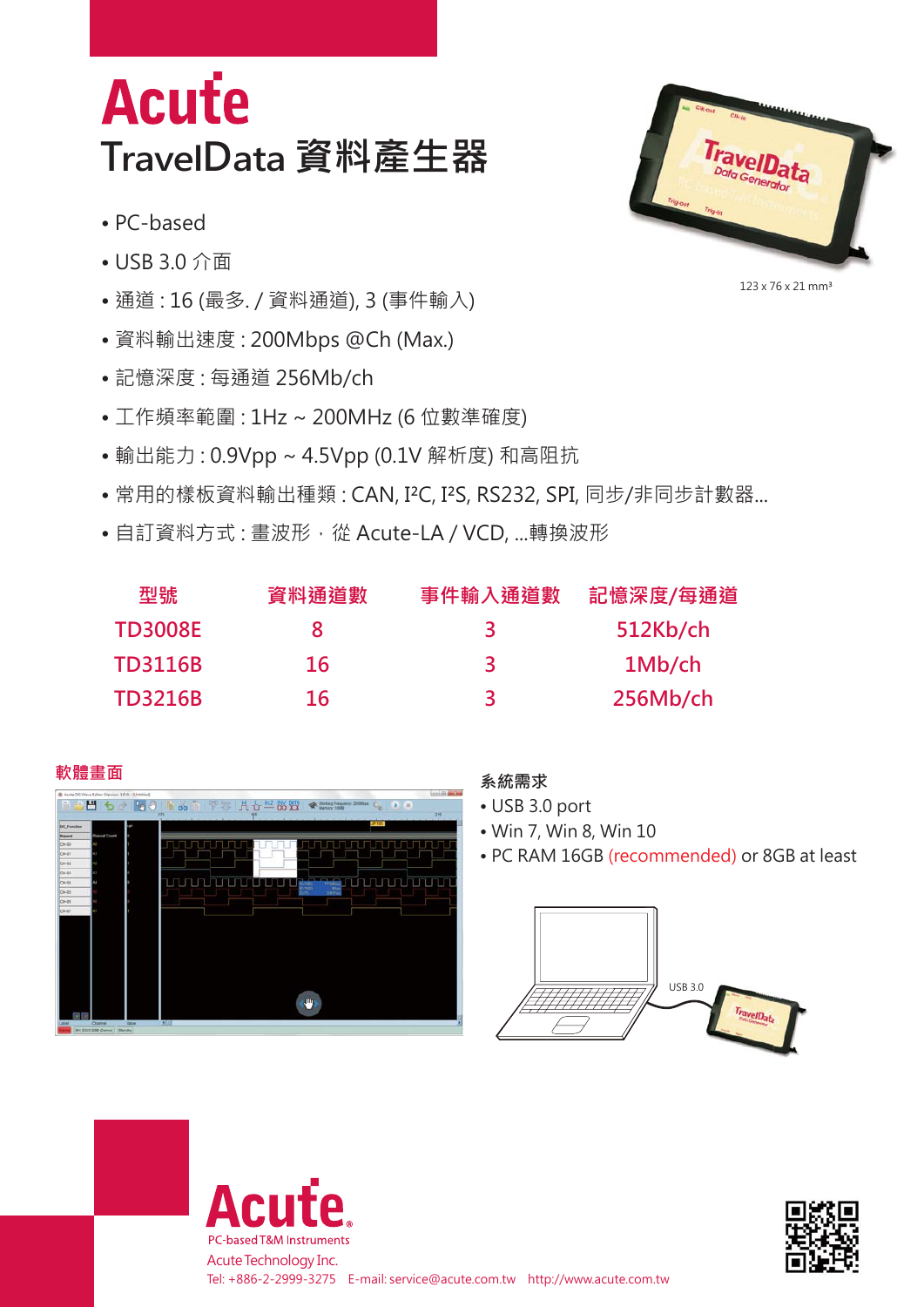# Acute
## TravelData 資料產生器

- PC-based
- USB 3.0 介面
- 通道 : 16 (最多. / 資料通道), 3 (事件輸入)
- 資料輸出速度 : 200Mbps @Ch (Max.)
- 記憶深度 : 每通道 256Mb/ch
- 工作頻率範圍 : 1Hz ~ 200MHz (6 位數準確度)
- 輸出能力 : 0.9Vpp ~ 4.5Vpp (0.1V 解析度) 和高阻抗
- 常用的樣板資料輸出種類 : CAN, I²C, I²S, RS232, SPI, 同步/非同步計數器...
- 自訂資料方式 : 畫波形，從 Acute-LA / VCD, ...轉換波形

123 x 76 x 21 mm³

| 型號 | 資料通道數 | 事件輸入通道數 | 記憶深度/每通道 |
|---|---|---|---|
| TD3008E | 8 | 3 | 512Kb/ch |
| TD3116B | 16 | 3 | 1Mb/ch |
| TD3216B | 16 | 3 | 256Mb/ch |

### 軟體畫面

### 系統需求

- USB 3.0 port
- Win 7, Win 8, Win 10
- PC RAM 16GB (recommended) or 8GB at least

USB 3.0

Acute
PC-based T&M Instruments

Acute Technology Inc.
Tel: +886-2-2999-3275 E-mail: service@acute.com.tw http://www.acute.com.tw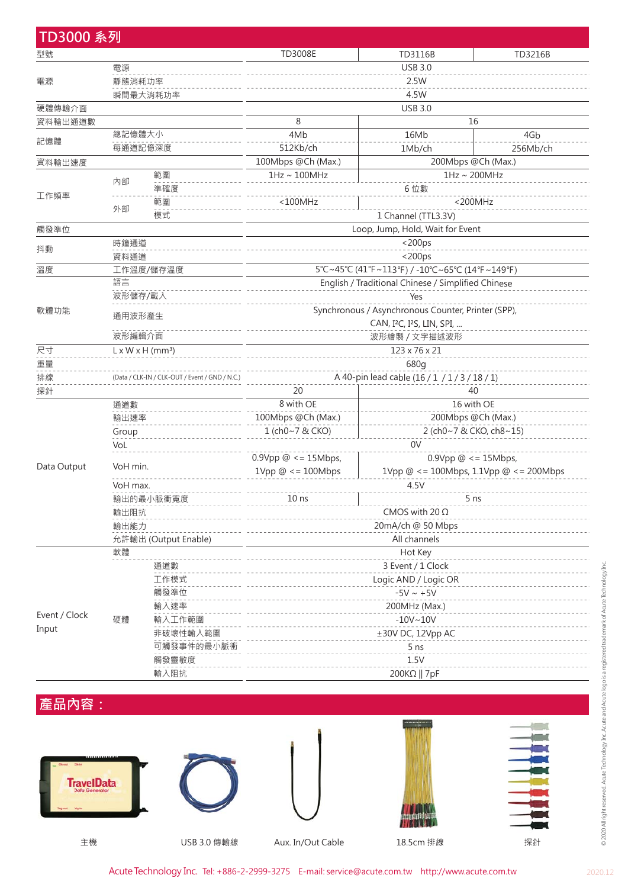## TD3000 系列

| 型號 | | | TD3008E | TD3116B | TD3216B |
|---|---|---|---|---|---|
| 電源 | 電源 | | USB 3.0 | | |
| | 靜態消耗功率 | | 2.5W | | |
| | 瞬間最大消耗功率 | | 4.5W | | |
| 硬體傳輸介面 | | | USB 3.0 | | |
| 資料輸出通道數 | | | 8 | 16 | |
| 記憶體 | 總記憶體大小 | | 4Mb | 16Mb | 4Gb |
| | 每通道記憶深度 | | 512Kb/ch | 1Mb/ch | 256Mb/ch |
| 資料輸出速度 | | | 100Mbps @Ch (Max.) | 200Mbps @Ch (Max.) | |
| 工作頻率 | 內部 | 範圍 | 1Hz ~ 100MHz | 1Hz ~ 200MHz | |
| | | 準確度 | 6 位數 | | |
| | 外部 | 範圍 | <100MHz | <200MHz | |
| | | 模式 | 1 Channel (TTL3.3V) | | |
| 觸發準位 | | | Loop, Jump, Hold, Wait for Event | | |
| 抖動 | 時鐘通道 | | <200ps | | |
| | 資料通道 | | <200ps | | |
| 溫度 | 工作溫度/儲存溫度 | | 5℃~45℃ (41℉~113℉) / -10℃~65℃ (14℉~149℉) | | |
| 軟體功能 | 語言 | | English / Traditional Chinese / Simplified Chinese | | |
| | 波形儲存/載入 | | Yes | | |
| | 通用波形產生 | | Synchronous / Asynchronous Counter, Printer (SPP), CAN, I²C, I²S, LIN, SPI, ... | | |
| | 波形編輯介面 | | 波形繪製 / 文字描述波形 | | |
| 尺寸 | L x W x H (mm³) | | 123 x 76 x 21 | | |
| 重量 | | | 680g | | |
| 排線 | (Data / CLK-IN / CLK-OUT / Event / GND / N.C.) | | A 40-pin lead cable (16 / 1 / 1 / 3 / 18 / 1) | | |
| 探針 | | | 20 | 40 | |
| Data Output | 通道數 | | 8 with OE | 16 with OE | |
| | 輸出速率 | | 100Mbps @Ch (Max.) | 200Mbps @Ch (Max.) | |
| | Group | | 1 (ch0~7 & CKO) | 2 (ch0~7 & CKO, ch8~15) | |
| | VoL | | 0V | | |
| | VoH min. | | 0.9Vpp @ <= 15Mbps, 1Vpp @ <= 100Mbps | 0.9Vpp @ <= 15Mbps, 1Vpp @ <= 100Mbps, 1.1Vpp @ <= 200Mbps | |
| | VoH max. | | 4.5V | | |
| | 輸出的最小脈衝寬度 | | 10 ns | 5 ns | |
| | 輸出阻抗 | | CMOS with 20 Ω | | |
| | 輸出能力 | | 20mA/ch @ 50 Mbps | | |
| | 允許輸出 (Output Enable) | | All channels | | |
| Event / Clock Input | 軟體 | | Hot Key | | |
| | 硬體 | 通道數 | 3 Event / 1 Clock | | |
| | | 工作模式 | Logic AND / Logic OR | | |
| | | 觸發準位 | -5V ~ +5V | | |
| | | 輸入速率 | 200MHz (Max.) | | |
| | | 輸入工作範圍 | -10V~10V | | |
| | | 非破壞性輸入範圍 | ±30V DC, 12Vpp AC | | |
| | | 可觸發事件的最小脈衝 | 5 ns | | |
| | | 觸發靈敏度 | 1.5V | | |
| | | 輸入阻抗 | 200KΩ \|\| 7pF | | |

## 產品內容：

主機

USB 3.0 傳輸線

Aux. In/Out Cable

18.5cm 排線

探針

Acute Technology Inc. Tel: +886-2-2999-3275 E-mail: service@acute.com.tw http://www.acute.com.tw

© 2020 All right reserved. Acute Technology Inc. Acute and Acute logo is a registered trademark of Acute Technology Inc.

2020.12